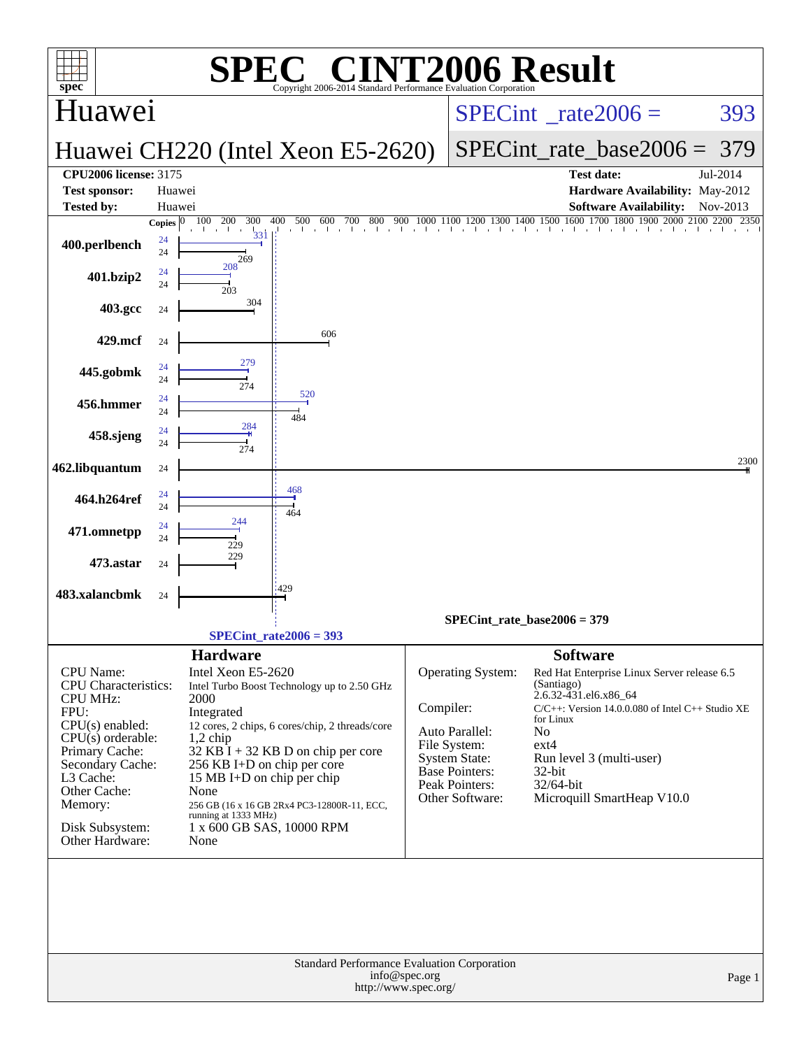# SPEC® CINT2006 Result

Copyright 2006-2014 Standard Performance Evaluation Corporation

## Huawei

**Huawei CH220 (Intel Xeon E5-2620)**

SPECint_rate2006 = 393

SPECint_rate_base2006 = 379

| | | | |
|---|---|---|---|
| **CPU2006 license:** 3175 | | **Test date:** | Jul-2014 |
| **Test sponsor:** | Huawei | **Hardware Availability:** | May-2012 |
| **Tested by:** | Huawei | **Software Availability:** | Nov-2013 |

| Benchmark | Copies (peak) | Peak | Copies (base) | Base |
|---|---|---|---|---|
| 400.perlbench | 24 | 331 | 24 | 269 |
| 401.bzip2 | 24 | 208 | 24 | 203 |
| 403.gcc | | | 24 | 304 |
| 429.mcf | | | 24 | 606 |
| 445.gobmk | 24 | 279 | 24 | 274 |
| 456.hmmer | 24 | 520 | 24 | 484 |
| 458.sjeng | 24 | 284 | 24 | 274 |
| 462.libquantum | | | 24 | 2300 |
| 464.h264ref | 24 | 468 | 24 | 464 |
| 471.omnetpp | 24 | 244 | 24 | 229 |
| 473.astar | | | 24 | 229 |
| 483.xalancbmk | | | 24 | 429 |

SPECint_rate_base2006 = 379

SPECint_rate2006 = 393

### Hardware

| | |
|---|---|
| CPU Name: | Intel Xeon E5-2620 |
| CPU Characteristics: | Intel Turbo Boost Technology up to 2.50 GHz |
| CPU MHz: | 2000 |
| FPU: | Integrated |
| CPU(s) enabled: | 12 cores, 2 chips, 6 cores/chip, 2 threads/core |
| CPU(s) orderable: | 1,2 chip |
| Primary Cache: | 32 KB I + 32 KB D on chip per core |
| Secondary Cache: | 256 KB I+D on chip per core |
| L3 Cache: | 15 MB I+D on chip per chip |
| Other Cache: | None |
| Memory: | 256 GB (16 x 16 GB 2Rx4 PC3-12800R-11, ECC, running at 1333 MHz) |
| Disk Subsystem: | 1 x 600 GB SAS, 10000 RPM |
| Other Hardware: | None |

### Software

| | |
|---|---|
| Operating System: | Red Hat Enterprise Linux Server release 6.5 (Santiago) 2.6.32-431.el6.x86_64 |
| Compiler: | C/C++: Version 14.0.0.080 of Intel C++ Studio XE for Linux |
| Auto Parallel: | No |
| File System: | ext4 |
| System State: | Run level 3 (multi-user) |
| Base Pointers: | 32-bit |
| Peak Pointers: | 32/64-bit |
| Other Software: | Microquill SmartHeap V10.0 |

Standard Performance Evaluation Corporation
info@spec.org
http://www.spec.org/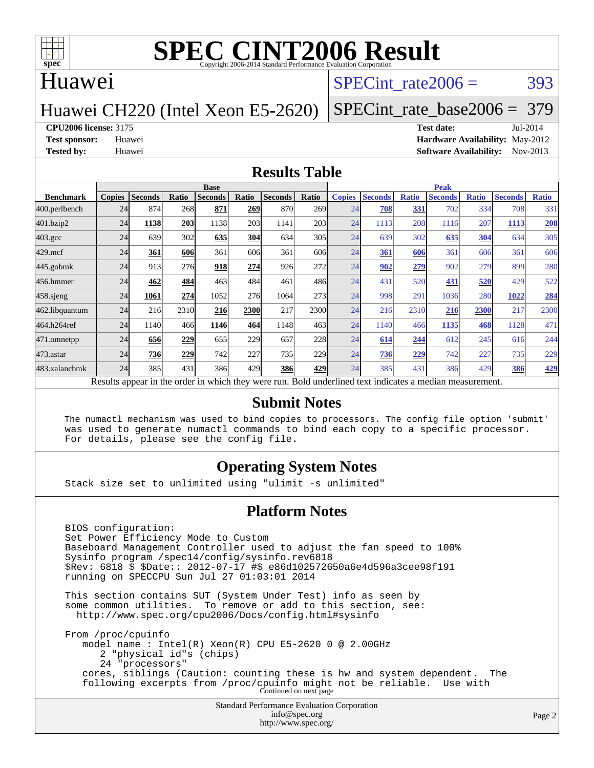# SPEC CINT2006 Result

Copyright 2006-2014 Standard Performance Evaluation Corporation

## Huawei

## Huawei CH220 (Intel Xeon E5-2620)

SPECint_rate2006 = 393

SPECint_rate_base2006 = 379

**CPU2006 license:** 3175 | **Test date:** Jul-2014
**Test sponsor:** Huawei | **Hardware Availability:** May-2012
**Tested by:** Huawei | **Software Availability:** Nov-2013

## Results Table

| Benchmark | Base | | | | | | | Peak | | | | | | |
|---|---|---|---|---|---|---|---|---|---|---|---|---|---|---|
| | Copies | Seconds | Ratio | Seconds | Ratio | Seconds | Ratio | Copies | Seconds | Ratio | Seconds | Ratio | Seconds | Ratio |
| 400.perlbench | 24 | 874 | 268 | **871** | **269** | 870 | 269 | 24 | **708** | **331** | 702 | 334 | 708 | 331 |
| 401.bzip2 | 24 | **1138** | **203** | 1138 | 203 | 1141 | 203 | 24 | 1113 | 208 | 1116 | 207 | **1113** | **208** |
| 403.gcc | 24 | 639 | 302 | **635** | **304** | 634 | 305 | 24 | 639 | 302 | **635** | **304** | 634 | 305 |
| 429.mcf | 24 | **361** | **606** | 361 | 606 | 361 | 606 | 24 | **361** | **606** | 361 | 606 | 361 | 606 |
| 445.gobmk | 24 | 913 | 276 | **918** | **274** | 926 | 272 | 24 | **902** | **279** | 902 | 279 | 899 | 280 |
| 456.hmmer | 24 | **462** | **484** | 463 | 484 | 461 | 486 | 24 | 431 | 520 | **431** | **520** | 429 | 522 |
| 458.sjeng | 24 | **1061** | **274** | 1052 | 276 | 1064 | 273 | 24 | 998 | 291 | 1036 | 280 | **1022** | **284** |
| 462.libquantum | 24 | 216 | 2310 | **216** | **2300** | 217 | 2300 | 24 | 216 | 2310 | **216** | **2300** | 217 | 2300 |
| 464.h264ref | 24 | 1140 | 466 | **1146** | **464** | 1148 | 463 | 24 | 1140 | 466 | **1135** | **468** | 1128 | 471 |
| 471.omnetpp | 24 | **656** | **229** | 655 | 229 | 657 | 228 | 24 | **614** | **244** | 612 | 245 | 616 | 244 |
| 473.astar | 24 | **736** | **229** | 742 | 227 | 735 | 229 | 24 | **736** | **229** | 742 | 227 | 735 | 229 |
| 483.xalancbmk | 24 | 385 | 431 | 386 | 429 | **386** | **429** | 24 | 385 | 431 | 386 | 429 | **386** | **429** |

Results appear in the order in which they were run. Bold underlined text indicates a median measurement.

## Submit Notes

```
The numactl mechanism was used to bind copies to processors. The config file option 'submit'
was used to generate numactl commands to bind each copy to a specific processor.
For details, please see the config file.
```

## Operating System Notes

```
Stack size set to unlimited using "ulimit -s unlimited"
```

## Platform Notes

```
BIOS configuration:
Set Power Efficiency Mode to Custom
Baseboard Management Controller used to adjust the fan speed to 100%
Sysinfo program /spec14/config/sysinfo.rev6818
$Rev: 6818 $ $Date:: 2012-07-17 #$ e86d102572650a6e4d596a3cee98f191
running on SPECCPU Sun Jul 27 01:03:01 2014

This section contains SUT (System Under Test) info as seen by
some common utilities.  To remove or add to this section, see:
  http://www.spec.org/cpu2006/Docs/config.html#sysinfo

From /proc/cpuinfo
   model name : Intel(R) Xeon(R) CPU E5-2620 0 @ 2.00GHz
      2 "physical id"s (chips)
      24 "processors"
   cores, siblings (Caution: counting these is hw and system dependent.  The
   following excerpts from /proc/cpuinfo might not be reliable.  Use with
```

Continued on next page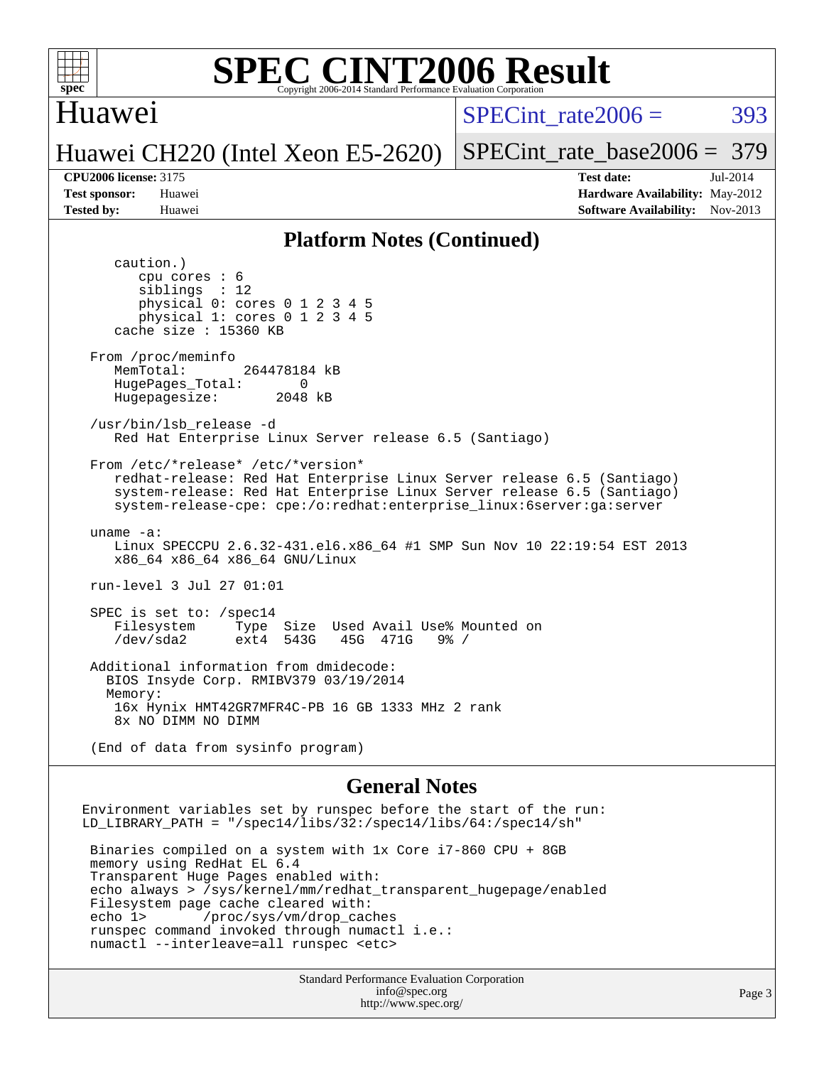# SPEC CINT2006 Result

## Huawei

**Huawei CH220 (Intel Xeon E5-2620)**

SPECint_rate2006 = 393

SPECint_rate_base2006 = 379

| | | | |
|---|---|---|---|
| **CPU2006 license:** | 3175 | **Test date:** | Jul-2014 |
| **Test sponsor:** | Huawei | **Hardware Availability:** | May-2012 |
| **Tested by:** | Huawei | **Software Availability:** | Nov-2013 |

## Platform Notes (Continued)

```
      caution.)
         cpu cores : 6
         siblings  : 12
         physical 0: cores 0 1 2 3 4 5
         physical 1: cores 0 1 2 3 4 5
      cache size : 15360 KB

   From /proc/meminfo
      MemTotal:       264478184 kB
      HugePages_Total:       0
      Hugepagesize:       2048 kB

   /usr/bin/lsb_release -d
      Red Hat Enterprise Linux Server release 6.5 (Santiago)

   From /etc/*release* /etc/*version*
      redhat-release: Red Hat Enterprise Linux Server release 6.5 (Santiago)
      system-release: Red Hat Enterprise Linux Server release 6.5 (Santiago)
      system-release-cpe: cpe:/o:redhat:enterprise_linux:6server:ga:server

   uname -a:
      Linux SPECCPU 2.6.32-431.el6.x86_64 #1 SMP Sun Nov 10 22:19:54 EST 2013
      x86_64 x86_64 x86_64 GNU/Linux

   run-level 3 Jul 27 01:01

   SPEC is set to: /spec14
      Filesystem     Type  Size  Used Avail Use% Mounted on
      /dev/sda2      ext4  543G   45G  471G   9% /

   Additional information from dmidecode:
     BIOS Insyde Corp. RMIBV379 03/19/2014
     Memory:
      16x Hynix HMT42GR7MFR4C-PB 16 GB 1333 MHz 2 rank
      8x NO DIMM NO DIMM

   (End of data from sysinfo program)
```

## General Notes

```
Environment variables set by runspec before the start of the run:
LD_LIBRARY_PATH = "/spec14/libs/32:/spec14/libs/64:/spec14/sh"

 Binaries compiled on a system with 1x Core i7-860 CPU + 8GB
 memory using RedHat EL 6.4
 Transparent Huge Pages enabled with:
 echo always > /sys/kernel/mm/redhat_transparent_hugepage/enabled
 Filesystem page cache cleared with:
 echo 1>       /proc/sys/vm/drop_caches
 runspec command invoked through numactl i.e.:
 numactl --interleave=all runspec <etc>
```

Standard Performance Evaluation Corporation
info@spec.org
http://www.spec.org/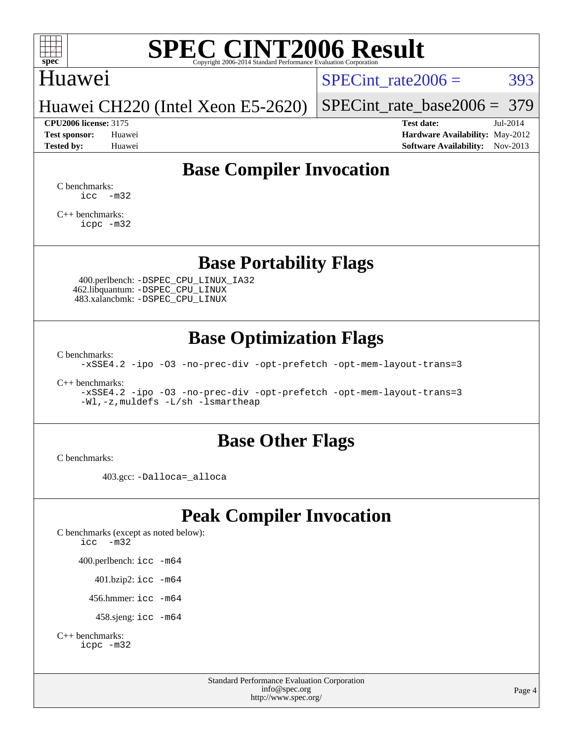# SPEC CINT2006 Result

Huawei

Huawei CH220 (Intel Xeon E5-2620)

SPECint_rate2006 = 393

SPECint_rate_base2006 = 379

**CPU2006 license:** 3175
**Test sponsor:** Huawei
**Tested by:** Huawei

**Test date:** Jul-2014
**Hardware Availability:** May-2012
**Software Availability:** Nov-2013

## Base Compiler Invocation

C benchmarks:
```
icc -m32
```

C++ benchmarks:
```
icpc -m32
```

## Base Portability Flags

400.perlbench: `-DSPEC_CPU_LINUX_IA32`
462.libquantum: `-DSPEC_CPU_LINUX`
483.xalancbmk: `-DSPEC_CPU_LINUX`

## Base Optimization Flags

C benchmarks:
```
-xSSE4.2 -ipo -O3 -no-prec-div -opt-prefetch -opt-mem-layout-trans=3
```

C++ benchmarks:
```
-xSSE4.2 -ipo -O3 -no-prec-div -opt-prefetch -opt-mem-layout-trans=3
-Wl,-z,muldefs -L/sh -lsmartheap
```

## Base Other Flags

C benchmarks:

403.gcc: `-Dalloca=_alloca`

## Peak Compiler Invocation

C benchmarks (except as noted below):
```
icc -m32
```

400.perlbench: `icc -m64`

401.bzip2: `icc -m64`

456.hmmer: `icc -m64`

458.sjeng: `icc -m64`

C++ benchmarks:
```
icpc -m32
```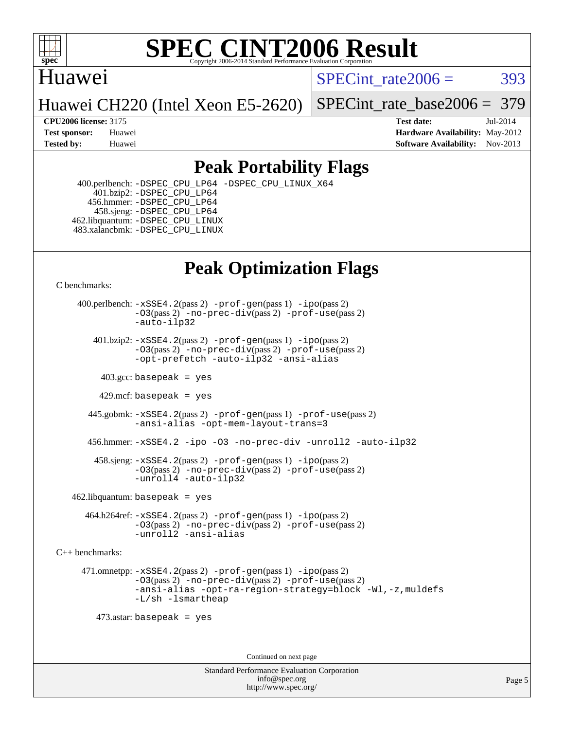# Peak Portability Flags

400.perlbench: `-DSPEC_CPU_LP64 -DSPEC_CPU_LINUX_X64`
401.bzip2: `-DSPEC_CPU_LP64`
456.hmmer: `-DSPEC_CPU_LP64`
458.sjeng: `-DSPEC_CPU_LP64`
462.libquantum: `-DSPEC_CPU_LINUX`
483.xalancbmk: `-DSPEC_CPU_LINUX`

# Peak Optimization Flags

C benchmarks:

400.perlbench: `-xSSE4.2`(pass 2) `-prof-gen`(pass 1) `-ipo`(pass 2) `-O3`(pass 2) `-no-prec-div`(pass 2) `-prof-use`(pass 2) `-auto-ilp32`

401.bzip2: `-xSSE4.2`(pass 2) `-prof-gen`(pass 1) `-ipo`(pass 2) `-O3`(pass 2) `-no-prec-div`(pass 2) `-prof-use`(pass 2) `-opt-prefetch -auto-ilp32 -ansi-alias`

403.gcc: `basepeak = yes`

429.mcf: `basepeak = yes`

445.gobmk: `-xSSE4.2`(pass 2) `-prof-gen`(pass 1) `-prof-use`(pass 2) `-ansi-alias -opt-mem-layout-trans=3`

456.hmmer: `-xSSE4.2 -ipo -O3 -no-prec-div -unroll2 -auto-ilp32`

458.sjeng: `-xSSE4.2`(pass 2) `-prof-gen`(pass 1) `-ipo`(pass 2) `-O3`(pass 2) `-no-prec-div`(pass 2) `-prof-use`(pass 2) `-unroll4 -auto-ilp32`

462.libquantum: `basepeak = yes`

464.h264ref: `-xSSE4.2`(pass 2) `-prof-gen`(pass 1) `-ipo`(pass 2) `-O3`(pass 2) `-no-prec-div`(pass 2) `-prof-use`(pass 2) `-unroll2 -ansi-alias`

C++ benchmarks:

471.omnetpp: `-xSSE4.2`(pass 2) `-prof-gen`(pass 1) `-ipo`(pass 2) `-O3`(pass 2) `-no-prec-div`(pass 2) `-prof-use`(pass 2) `-ansi-alias -opt-ra-region-strategy=block -Wl,-z,muldefs -L/sh -lsmartheap`

473.astar: `basepeak = yes`

Continued on next page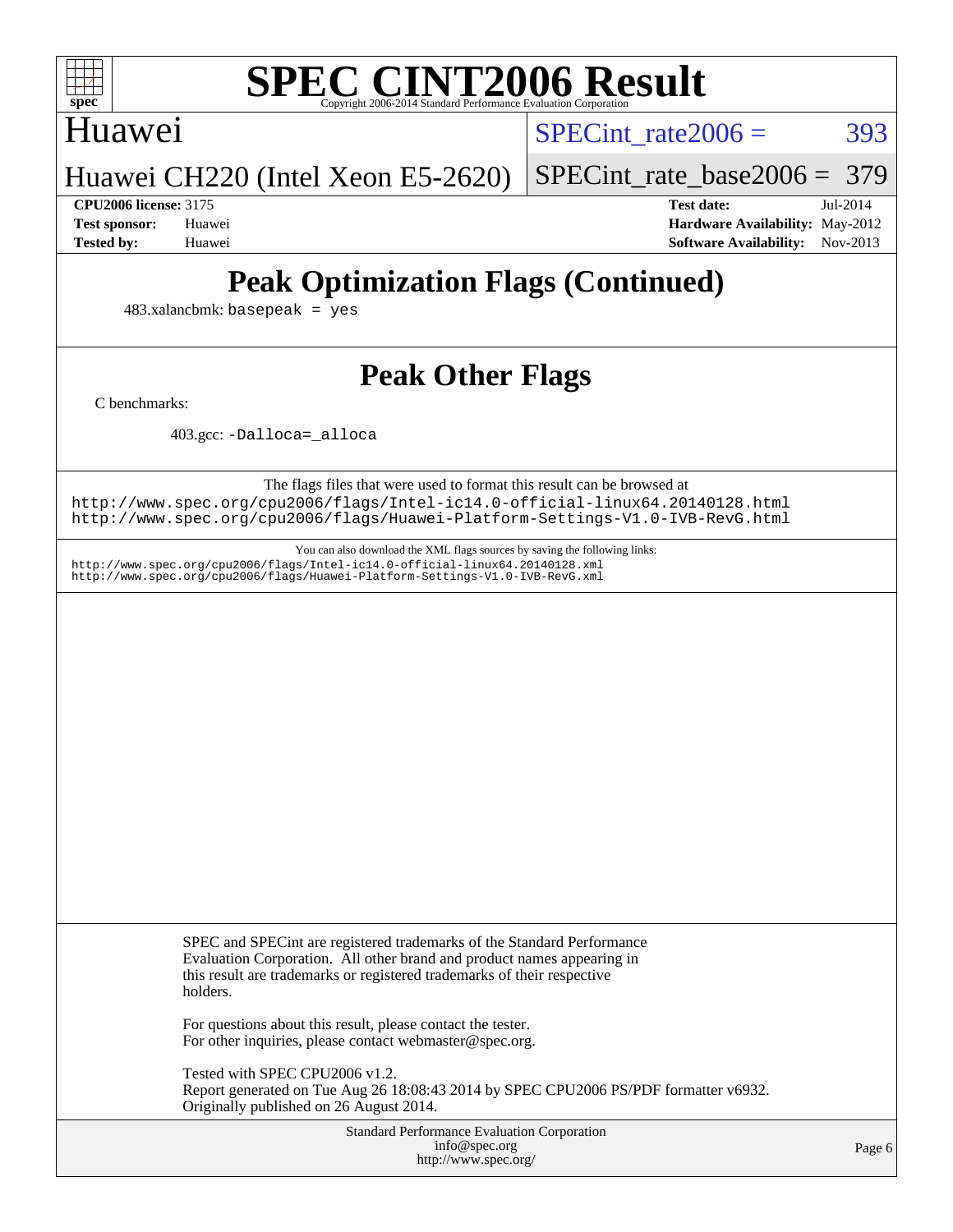## Peak Optimization Flags (Continued)

483.xalancbmk: basepeak = yes

## Peak Other Flags

C benchmarks:

403.gcc: -Dalloca=_alloca

The flags files that were used to format this result can be browsed at
http://www.spec.org/cpu2006/flags/Intel-ic14.0-official-linux64.20140128.html
http://www.spec.org/cpu2006/flags/Huawei-Platform-Settings-V1.0-IVB-RevG.html

You can also download the XML flags sources by saving the following links:
http://www.spec.org/cpu2006/flags/Intel-ic14.0-official-linux64.20140128.xml
http://www.spec.org/cpu2006/flags/Huawei-Platform-Settings-V1.0-IVB-RevG.xml

SPEC and SPECint are registered trademarks of the Standard Performance Evaluation Corporation. All other brand and product names appearing in this result are trademarks or registered trademarks of their respective holders.

For questions about this result, please contact the tester.
For other inquiries, please contact webmaster@spec.org.

Tested with SPEC CPU2006 v1.2.
Report generated on Tue Aug 26 18:08:43 2014 by SPEC CPU2006 PS/PDF formatter v6932.
Originally published on 26 August 2014.